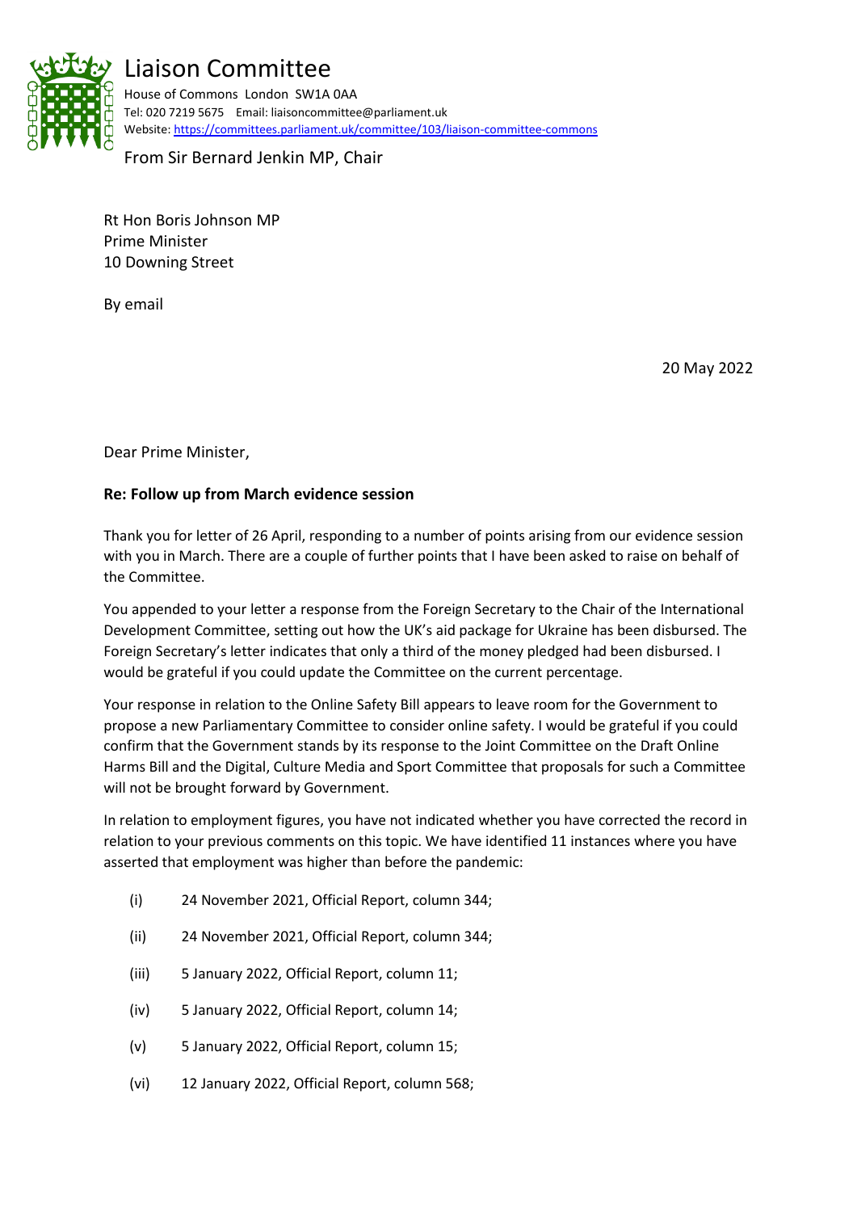# Liaison Committee

House of Commons London SW1A 0AA
Tel: 020 7219 5675 Email: liaisoncommittee@parliament.uk
Website: https://committees.parliament.uk/committee/103/liaison-committee-commons

From Sir Bernard Jenkin MP, Chair

Rt Hon Boris Johnson MP
Prime Minister
10 Downing Street

By email

20 May 2022

Dear Prime Minister,

**Re: Follow up from March evidence session**

Thank you for letter of 26 April, responding to a number of points arising from our evidence session with you in March. There are a couple of further points that I have been asked to raise on behalf of the Committee.

You appended to your letter a response from the Foreign Secretary to the Chair of the International Development Committee, setting out how the UK's aid package for Ukraine has been disbursed. The Foreign Secretary's letter indicates that only a third of the money pledged had been disbursed. I would be grateful if you could update the Committee on the current percentage.

Your response in relation to the Online Safety Bill appears to leave room for the Government to propose a new Parliamentary Committee to consider online safety. I would be grateful if you could confirm that the Government stands by its response to the Joint Committee on the Draft Online Harms Bill and the Digital, Culture Media and Sport Committee that proposals for such a Committee will not be brought forward by Government.

In relation to employment figures, you have not indicated whether you have corrected the record in relation to your previous comments on this topic. We have identified 11 instances where you have asserted that employment was higher than before the pandemic:

(i) 24 November 2021, Official Report, column 344;

(ii) 24 November 2021, Official Report, column 344;

(iii) 5 January 2022, Official Report, column 11;

(iv) 5 January 2022, Official Report, column 14;

(v) 5 January 2022, Official Report, column 15;

(vi) 12 January 2022, Official Report, column 568;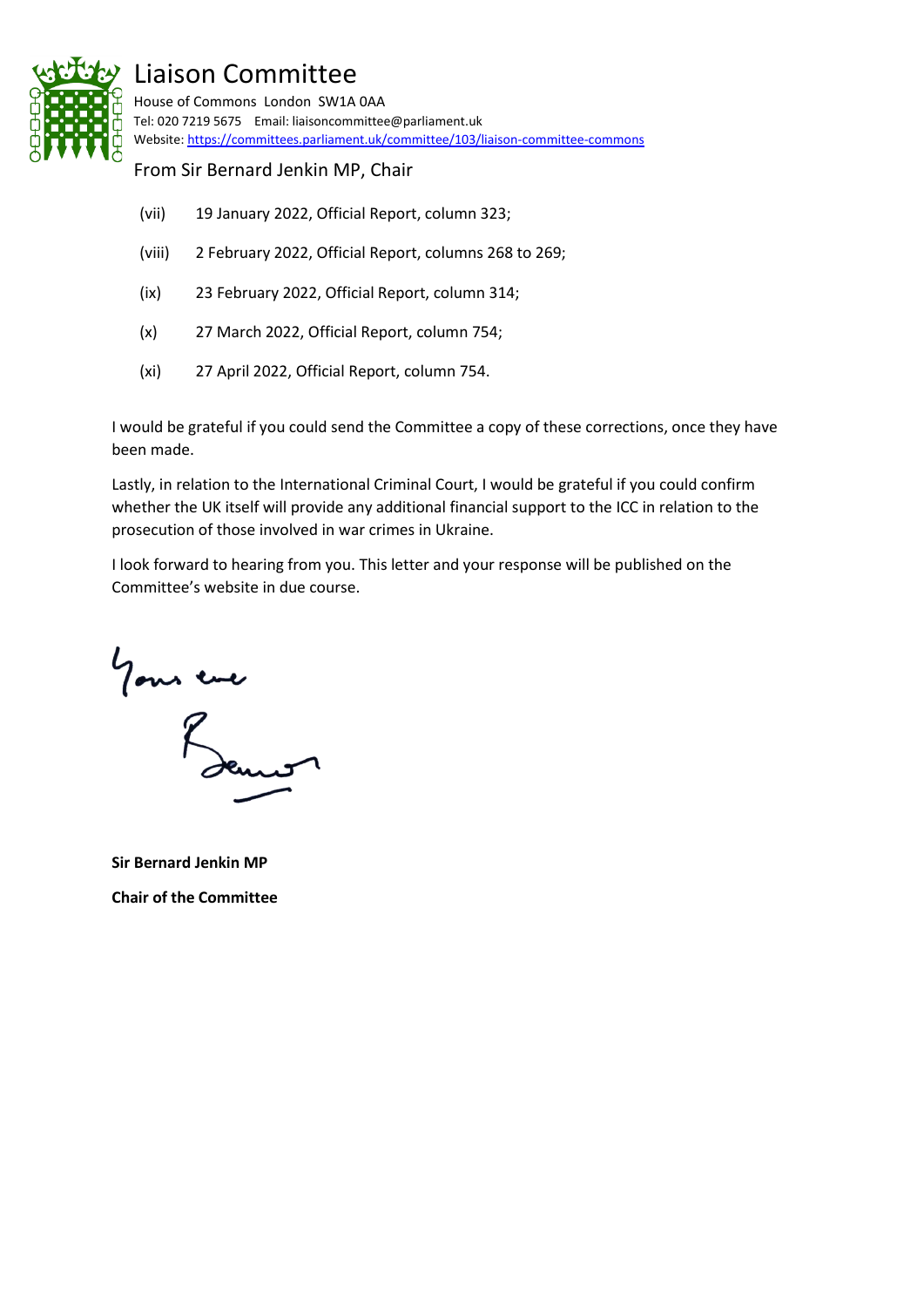# Liaison Committee

House of Commons London SW1A 0AA
Tel: 020 7219 5675 Email: liaisoncommittee@parliament.uk
Website: https://committees.parliament.uk/committee/103/liaison-committee-commons

From Sir Bernard Jenkin MP, Chair

(vii) 19 January 2022, Official Report, column 323;

(viii) 2 February 2022, Official Report, columns 268 to 269;

(ix) 23 February 2022, Official Report, column 314;

(x) 27 March 2022, Official Report, column 754;

(xi) 27 April 2022, Official Report, column 754.

I would be grateful if you could send the Committee a copy of these corrections, once they have been made.

Lastly, in relation to the International Criminal Court, I would be grateful if you could confirm whether the UK itself will provide any additional financial support to the ICC in relation to the prosecution of those involved in war crimes in Ukraine.

I look forward to hearing from you. This letter and your response will be published on the Committee's website in due course.

Yours ever

Bernard

**Sir Bernard Jenkin MP**

**Chair of the Committee**